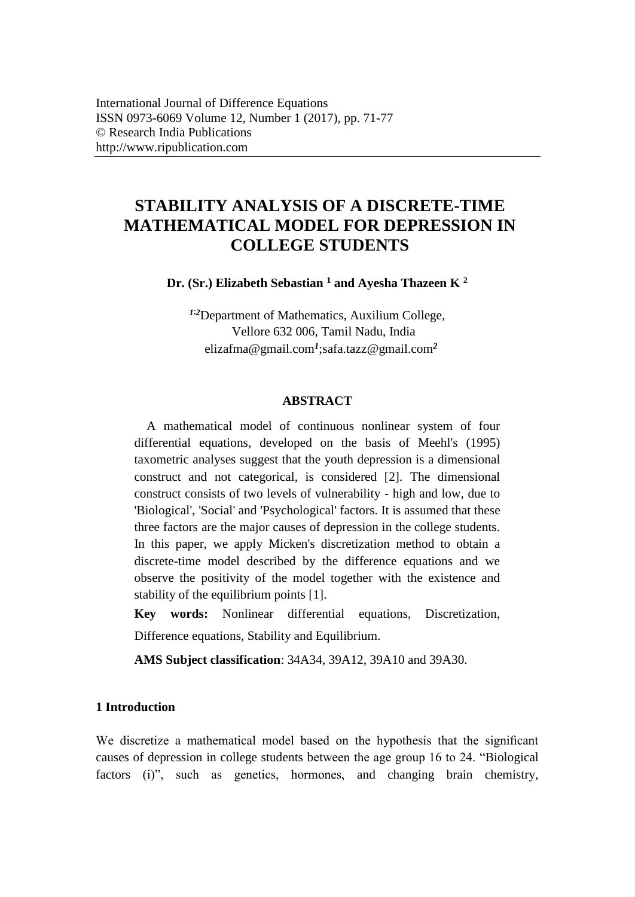International Journal of Difference Equations
ISSN 0973-6069 Volume 12, Number 1 (2017), pp. 71-77
© Research India Publications
http://www.ripublication.com

# STABILITY ANALYSIS OF A DISCRETE-TIME MATHEMATICAL MODEL FOR DEPRESSION IN COLLEGE STUDENTS

**Dr. (Sr.) Elizabeth Sebastian [1] and Ayesha Thazeen K [2]**

[1;2]Department of Mathematics, Auxilium College,
Vellore 632 006, Tamil Nadu, India
elizafma@gmail.com[1];safa.tazz@gmail.com[2]

### ABSTRACT

A mathematical model of continuous nonlinear system of four differential equations, developed on the basis of Meehl's (1995) taxometric analyses suggest that the youth depression is a dimensional construct and not categorical, is considered [2]. The dimensional construct consists of two levels of vulnerability - high and low, due to 'Biological', 'Social' and 'Psychological' factors. It is assumed that these three factors are the major causes of depression in the college students. In this paper, we apply Micken's discretization method to obtain a discrete-time model described by the difference equations and we observe the positivity of the model together with the existence and stability of the equilibrium points [1].

**Key words:** Nonlinear differential equations, Discretization, Difference equations, Stability and Equilibrium.

**AMS Subject classification**: 34A34, 39A12, 39A10 and 39A30.

## 1 Introduction

We discretize a mathematical model based on the hypothesis that the significant causes of depression in college students between the age group 16 to 24. "Biological factors (i)", such as genetics, hormones, and changing brain chemistry,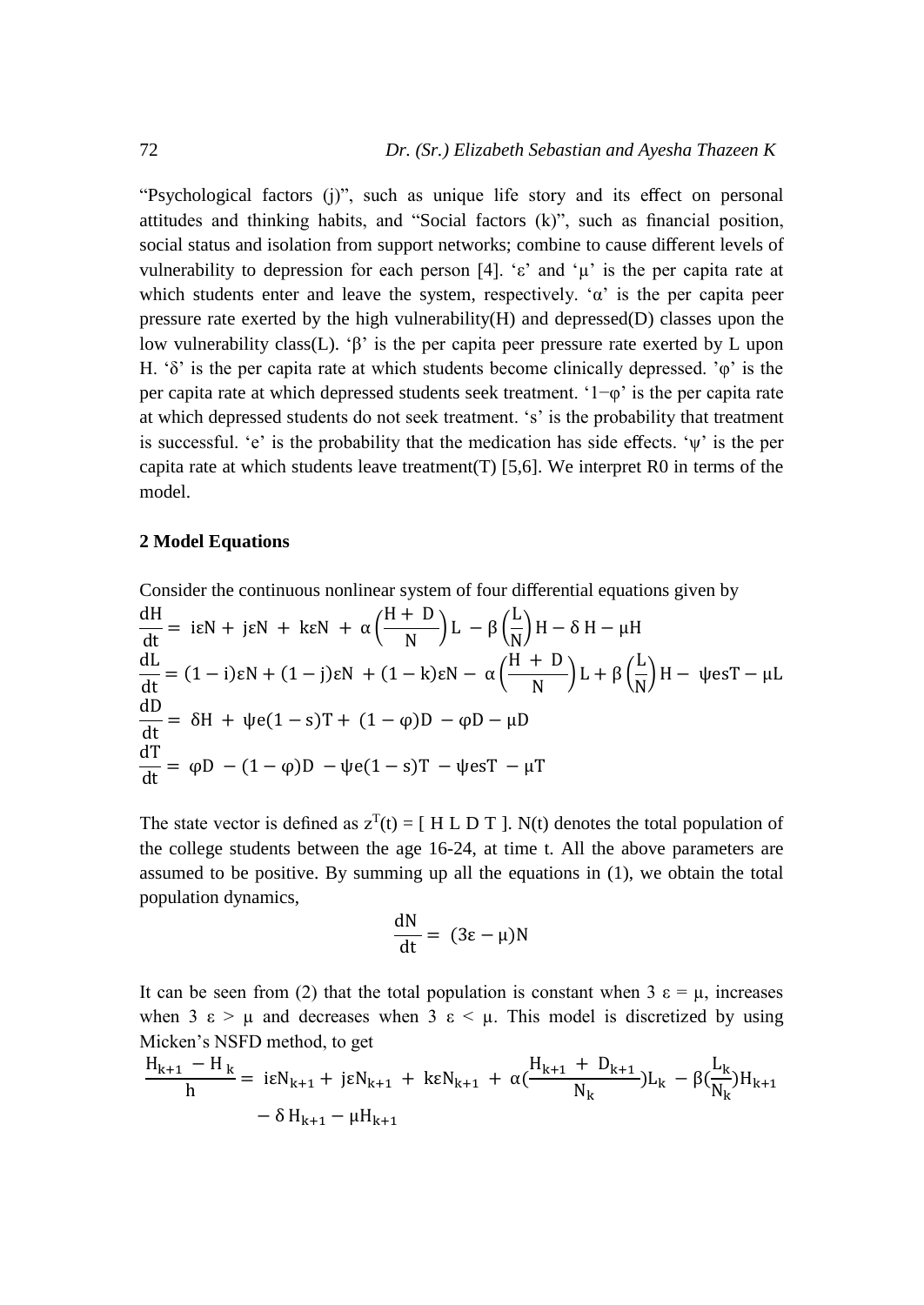"Psychological factors (j)", such as unique life story and its effect on personal attitudes and thinking habits, and "Social factors (k)", such as financial position, social status and isolation from support networks; combine to cause different levels of vulnerability to depression for each person [4]. '$\varepsilon$' and '$\mu$' is the per capita rate at which students enter and leave the system, respectively. '$\alpha$' is the per capita peer pressure rate exerted by the high vulnerability(H) and depressed(D) classes upon the low vulnerability class(L). '$\beta$' is the per capita peer pressure rate exerted by L upon H. '$\delta$' is the per capita rate at which students become clinically depressed. '$\varphi$' is the per capita rate at which depressed students seek treatment. '$1-\varphi$' is the per capita rate at which depressed students do not seek treatment. 's' is the probability that treatment is successful. 'e' is the probability that the medication has side effects. '$\psi$' is the per capita rate at which students leave treatment(T) [5,6]. We interpret R0 in terms of the model.

## 2 Model Equations

Consider the continuous nonlinear system of four differential equations given by

$$\frac{dH}{dt} = i\varepsilon N + j\varepsilon N + k\varepsilon N + \alpha\left(\frac{H + D}{N}\right)L - \beta\left(\frac{L}{N}\right)H - \delta H - \mu H$$

$$\frac{dL}{dt} = (1-i)\varepsilon N + (1-j)\varepsilon N + (1-k)\varepsilon N - \alpha\left(\frac{H + D}{N}\right)L + \beta\left(\frac{L}{N}\right)H - \psi esT - \mu L$$

$$\frac{dD}{dt} = \delta H + \psi e(1-s)T + (1-\varphi)D - \varphi D - \mu D$$

$$\frac{dT}{dt} = \varphi D - (1-\varphi)D - \psi e(1-s)T - \psi esT - \mu T$$

The state vector is defined as $z^T(t) = [\, H\ L\ D\ T \,]$. N(t) denotes the total population of the college students between the age 16-24, at time t. All the above parameters are assumed to be positive. By summing up all the equations in (1), we obtain the total population dynamics,

$$\frac{dN}{dt} = (3\varepsilon - \mu)N$$

It can be seen from (2) that the total population is constant when $3\varepsilon = \mu$, increases when $3\varepsilon > \mu$ and decreases when $3\varepsilon < \mu$. This model is discretized by using Micken's NSFD method, to get

$$\frac{H_{k+1} - H_k}{h} = i\varepsilon N_{k+1} + j\varepsilon N_{k+1} + k\varepsilon N_{k+1} + \alpha\left(\frac{H_{k+1} + D_{k+1}}{N_k}\right)L_k - \beta\left(\frac{L_k}{N_k}\right)H_{k+1} - \delta H_{k+1} - \mu H_{k+1}$$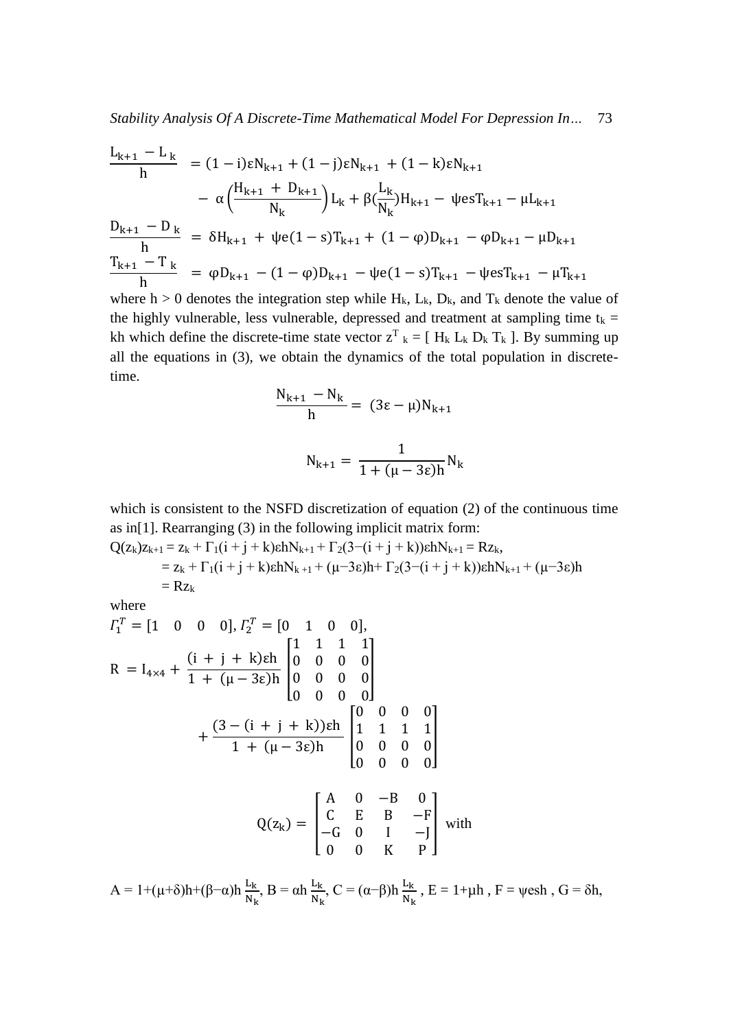$$\frac{L_{k+1} - L_k}{h} = (1-i)\varepsilon N_{k+1} + (1-j)\varepsilon N_{k+1} + (1-k)\varepsilon N_{k+1} - \alpha\left(\frac{H_{k+1} + D_{k+1}}{N_k}\right)L_k + \beta\left(\frac{L_k}{N_k}\right)H_{k+1} - \psi es T_{k+1} - \mu L_{k+1}$$

$$\frac{D_{k+1} - D_k}{h} = \delta H_{k+1} + \psi e(1-s)T_{k+1} + (1-\varphi)D_{k+1} - \varphi D_{k+1} - \mu D_{k+1}$$

$$\frac{T_{k+1} - T_k}{h} = \varphi D_{k+1} - (1-\varphi)D_{k+1} - \psi e(1-s)T_{k+1} - \psi es T_{k+1} - \mu T_{k+1}$$

where $h > 0$ denotes the integration step while $H_k$, $L_k$, $D_k$, and $T_k$ denote the value of the highly vulnerable, less vulnerable, depressed and treatment at sampling time $t_k = kh$ which define the discrete-time state vector $z^T{}_k = [\ H_k\ L_k\ D_k\ T_k\ ]$. By summing up all the equations in (3), we obtain the dynamics of the total population in discrete-time.

$$\frac{N_{k+1} - N_k}{h} = (3\varepsilon - \mu)N_{k+1}$$

$$N_{k+1} = \frac{1}{1 + (\mu - 3\varepsilon)h} N_k$$

which is consistent to the NSFD discretization of equation (2) of the continuous time as in[1]. Rearranging (3) in the following implicit matrix form:

$Q(z_k)z_{k+1} = z_k + \Gamma_1(i + j + k)\varepsilon h N_{k+1} + \Gamma_2(3-(i + j + k))\varepsilon h N_{k+1} = Rz_k$,

$= z_k + \Gamma_1(i + j + k)\varepsilon h N_{k+1} + (\mu-3\varepsilon)h + \Gamma_2(3-(i + j + k))\varepsilon h N_{k+1} + (\mu-3\varepsilon)h$

$= Rz_k$

where

$\Gamma_1^T = [1 \quad 0 \quad 0 \quad 0]$, $\Gamma_2^T = [0 \quad 1 \quad 0 \quad 0]$,

$$R = I_{4\times4} + \frac{(i+j+k)\varepsilon h}{1 + (\mu - 3\varepsilon)h}\begin{bmatrix} 1 & 1 & 1 & 1 \\ 0 & 0 & 0 & 0 \\ 0 & 0 & 0 & 0 \\ 0 & 0 & 0 & 0 \end{bmatrix} + \frac{(3-(i+j+k))\varepsilon h}{1 + (\mu - 3\varepsilon)h}\begin{bmatrix} 0 & 0 & 0 & 0 \\ 1 & 1 & 1 & 1 \\ 0 & 0 & 0 & 0 \\ 0 & 0 & 0 & 0 \end{bmatrix}$$

$$Q(z_k) = \begin{bmatrix} A & 0 & -B & 0 \\ C & E & B & -F \\ -G & 0 & I & -J \\ 0 & 0 & K & P \end{bmatrix} \text{ with}$$

$A = 1+(\mu+\delta)h+(\beta-\alpha)h\frac{L_k}{N_k}$, $B = \alpha h\frac{L_k}{N_k}$, $C = (\alpha-\beta)h\frac{L_k}{N_k}$, $E = 1+\mu h$, $F = \psi esh$, $G = \delta h$,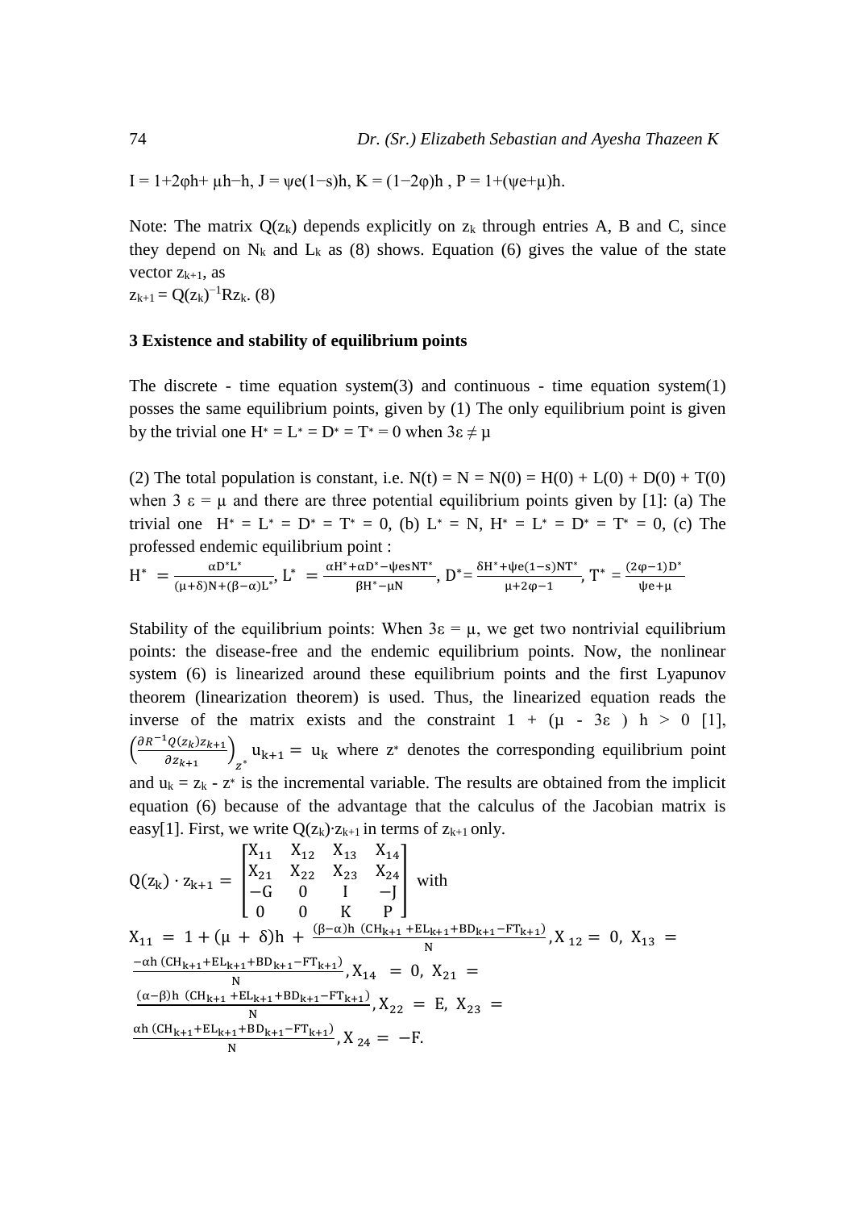$I = 1+2\varphi h+ \mu h-h$, $J = \psi e(1-s)h$, $K = (1-2\varphi)h$ , $P = 1+(\psi e+\mu)h$.

Note: The matrix $Q(z_k)$ depends explicitly on $z_k$ through entries A, B and C, since they depend on $N_k$ and $L_k$ as (8) shows. Equation (6) gives the value of the state vector $z_{k+1}$, as

$z_{k+1} = Q(z_k)^{-1}Rz_k$. (8)

### 3 Existence and stability of equilibrium points

The discrete - time equation system(3) and continuous - time equation system(1) posses the same equilibrium points, given by (1) The only equilibrium point is given by the trivial one $H^* = L^* = D^* = T^* = 0$ when $3\varepsilon \neq \mu$

(2) The total population is constant, i.e. $N(t) = N = N(0) = H(0) + L(0) + D(0) + T(0)$ when $3\varepsilon = \mu$ and there are three potential equilibrium points given by [1]: (a) The trivial one $H^* = L^* = D^* = T^* = 0$, (b) $L^* = N$, $H^* = L^* = D^* = T^* = 0$, (c) The professed endemic equilibrium point :

$$H^* = \frac{\alpha D^* L^*}{(\mu+\delta)N+(\beta-\alpha)L^*},\ L^* = \frac{\alpha H^*+\alpha D^*-\psi esNT^*}{\beta H^*-\mu N},\ D^*=\frac{\delta H^*+\psi e(1-s)NT^*}{\mu+2\varphi-1},\ T^* = \frac{(2\varphi-1)D^*}{\psi e+\mu}$$

Stability of the equilibrium points: When $3\varepsilon = \mu$, we get two nontrivial equilibrium points: the disease-free and the endemic equilibrium points. Now, the nonlinear system (6) is linearized around these equilibrium points and the first Lyapunov theorem (linearization theorem) is used. Thus, the linearized equation reads the inverse of the matrix exists and the constraint $1 + (\mu - 3\varepsilon)\, h > 0$ [1], $\left(\frac{\partial R^{-1}Q(z_k)z_{k+1}}{\partial z_{k+1}}\right)_{z^*} u_{k+1} = u_k$ where $z^*$ denotes the corresponding equilibrium point and $u_k = z_k - z^*$ is the incremental variable. The results are obtained from the implicit equation (6) because of the advantage that the calculus of the Jacobian matrix is easy[1]. First, we write $Q(z_k)\cdot z_{k+1}$ in terms of $z_{k+1}$ only.

$$Q(z_k)\cdot z_{k+1} = \begin{bmatrix} X_{11} & X_{12} & X_{13} & X_{14} \\ X_{21} & X_{22} & X_{23} & X_{24} \\ -G & 0 & I & -J \\ 0 & 0 & K & P \end{bmatrix} \text{ with}$$

$X_{11} = 1 + (\mu + \delta)h + \frac{(\beta-\alpha)h\ (CH_{k+1}+EL_{k+1}+BD_{k+1}-FT_{k+1})}{N}$, $X_{12} = 0$, $X_{13} = \frac{-\alpha h\,(CH_{k+1}+EL_{k+1}+BD_{k+1}-FT_{k+1})}{N}$, $X_{14} = 0$, $X_{21} = \frac{(\alpha-\beta)h\ (CH_{k+1}+EL_{k+1}+BD_{k+1}-FT_{k+1})}{N}$, $X_{22} = E$, $X_{23} = \frac{\alpha h\,(CH_{k+1}+EL_{k+1}+BD_{k+1}-FT_{k+1})}{N}$, $X_{24} = -F$.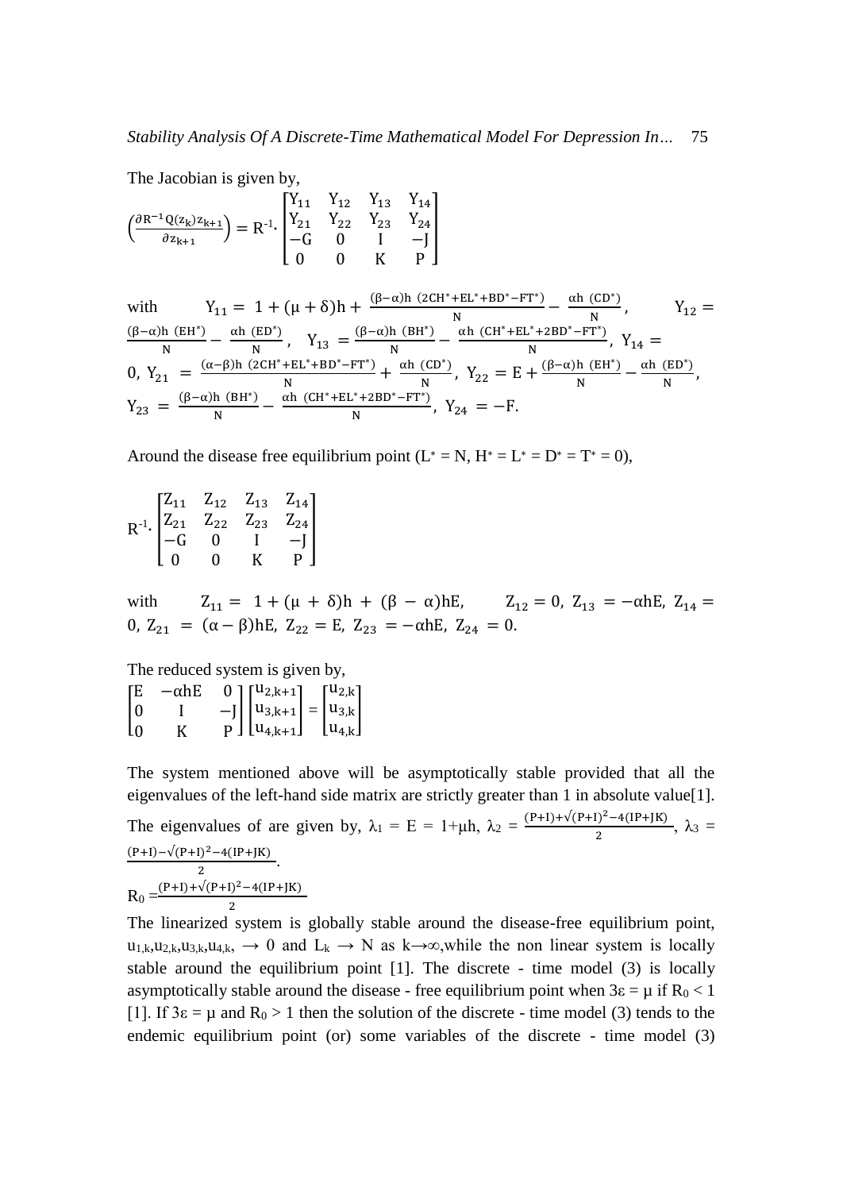The Jacobian is given by,

$$\left(\frac{\partial R^{-1} Q(z_k) z_{k+1}}{\partial z_{k+1}}\right) = R^{-1}\cdot \begin{bmatrix} Y_{11} & Y_{12} & Y_{13} & Y_{14} \\ Y_{21} & Y_{22} & Y_{23} & Y_{24} \\ -G & 0 & I & -J \\ 0 & 0 & K & P \end{bmatrix}$$

with $Y_{11} = 1 + (\mu + \delta)h + \frac{(\beta-\alpha)h\ (2CH^*+EL^*+BD^*-FT^*)}{N} - \frac{\alpha h\ (CD^*)}{N}$, $Y_{12} = \frac{(\beta-\alpha)h\ (EH^*)}{N} - \frac{\alpha h\ (ED^*)}{N}$, $Y_{13} = \frac{(\beta-\alpha)h\ (BH^*)}{N} - \frac{\alpha h\ (CH^*+EL^*+2BD^*-FT^*)}{N}$, $Y_{14} = 0$, $Y_{21} = \frac{(\alpha-\beta)h\ (2CH^*+EL^*+BD^*-FT^*)}{N} + \frac{\alpha h\ (CD^*)}{N}$, $Y_{22} = E + \frac{(\beta-\alpha)h\ (EH^*)}{N} - \frac{\alpha h\ (ED^*)}{N}$, $Y_{23} = \frac{(\beta-\alpha)h\ (BH^*)}{N} - \frac{\alpha h\ (CH^*+EL^*+2BD^*-FT^*)}{N}$, $Y_{24} = -F$.

Around the disease free equilibrium point ($L^* = N$, $H^* = L^* = D^* = T^* = 0$),

$$R^{-1}\cdot \begin{bmatrix} Z_{11} & Z_{12} & Z_{13} & Z_{14} \\ Z_{21} & Z_{22} & Z_{23} & Z_{24} \\ -G & 0 & I & -J \\ 0 & 0 & K & P \end{bmatrix}$$

with $Z_{11} = 1 + (\mu + \delta)h + (\beta - \alpha)hE$, $Z_{12} = 0$, $Z_{13} = -\alpha hE$, $Z_{14} = 0$, $Z_{21} = (\alpha - \beta)hE$, $Z_{22} = E$, $Z_{23} = -\alpha hE$, $Z_{24} = 0$.

The reduced system is given by,

$$\begin{bmatrix} E & -\alpha hE & 0 \\ 0 & I & -J \\ 0 & K & P \end{bmatrix} \begin{bmatrix} u_{2,k+1} \\ u_{3,k+1} \\ u_{4,k+1} \end{bmatrix} = \begin{bmatrix} u_{2,k} \\ u_{3,k} \\ u_{4,k} \end{bmatrix}$$

The system mentioned above will be asymptotically stable provided that all the eigenvalues of the left-hand side matrix are strictly greater than 1 in absolute value[1]. The eigenvalues of are given by, $\lambda_1 = E = 1+\mu h$, $\lambda_2 = \frac{(P+I)+\sqrt{(P+I)^2-4(IP+JK)}}{2}$, $\lambda_3 = \frac{(P+I)-\sqrt{(P+I)^2-4(IP+JK)}}{2}$.

$$R_0 = \frac{(P+I)+\sqrt{(P+I)^2-4(IP+JK)}}{2}$$

The linearized system is globally stable around the disease-free equilibrium point, $u_{1,k}, u_{2,k}, u_{3,k}, u_{4,k} \to 0$ and $L_k \to N$ as $k\to\infty$,while the non linear system is locally stable around the equilibrium point [1]. The discrete - time model (3) is locally asymptotically stable around the disease - free equilibrium point when $3\varepsilon = \mu$ if $R_0 < 1$ [1]. If $3\varepsilon = \mu$ and $R_0 > 1$ then the solution of the discrete - time model (3) tends to the endemic equilibrium point (or) some variables of the discrete - time model (3)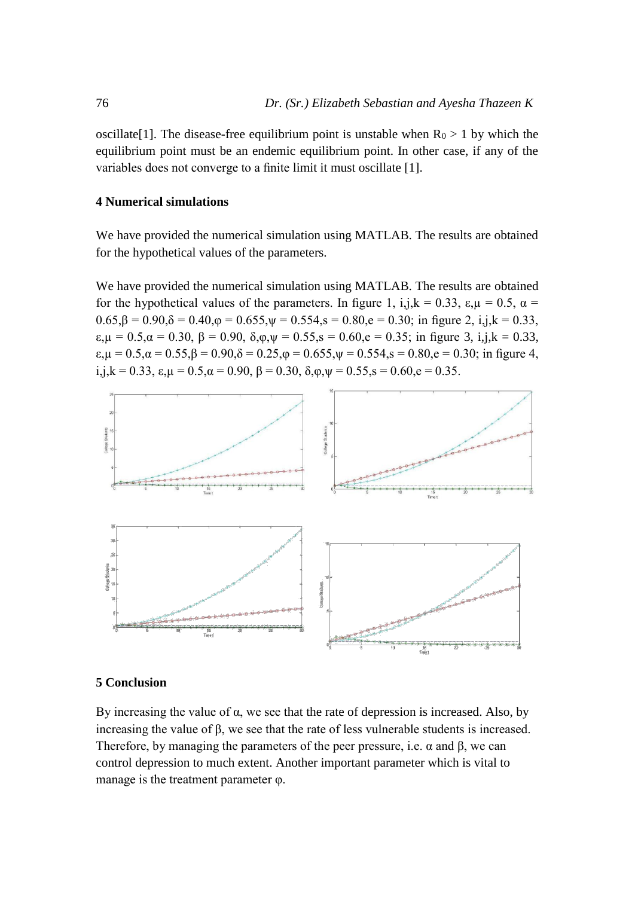oscillate[1]. The disease-free equilibrium point is unstable when $R_0 > 1$ by which the equilibrium point must be an endemic equilibrium point. In other case, if any of the variables does not converge to a finite limit it must oscillate [1].

### 4 Numerical simulations

We have provided the numerical simulation using MATLAB. The results are obtained for the hypothetical values of the parameters.

We have provided the numerical simulation using MATLAB. The results are obtained for the hypothetical values of the parameters. In figure 1, $i,j,k = 0.33$, $\varepsilon,\mu = 0.5$, $\alpha = 0.65, \beta = 0.90, \delta = 0.40, \varphi = 0.655, \psi = 0.554, s = 0.80, e = 0.30$; in figure 2, $i,j,k = 0.33$, $\varepsilon,\mu = 0.5, \alpha = 0.30$, $\beta = 0.90$, $\delta,\varphi,\psi = 0.55, s = 0.60, e = 0.35$; in figure 3, $i,j,k = 0.33$, $\varepsilon,\mu = 0.5, \alpha = 0.55, \beta = 0.90, \delta = 0.25, \varphi = 0.655, \psi = 0.554, s = 0.80, e = 0.30$; in figure 4, $i,j,k = 0.33$, $\varepsilon,\mu = 0.5, \alpha = 0.90$, $\beta = 0.30$, $\delta,\varphi,\psi = 0.55, s = 0.60, e = 0.35$.

### 5 Conclusion

By increasing the value of $\alpha$, we see that the rate of depression is increased. Also, by increasing the value of $\beta$, we see that the rate of less vulnerable students is increased. Therefore, by managing the parameters of the peer pressure, i.e. $\alpha$ and $\beta$, we can control depression to much extent. Another important parameter which is vital to manage is the treatment parameter $\varphi$.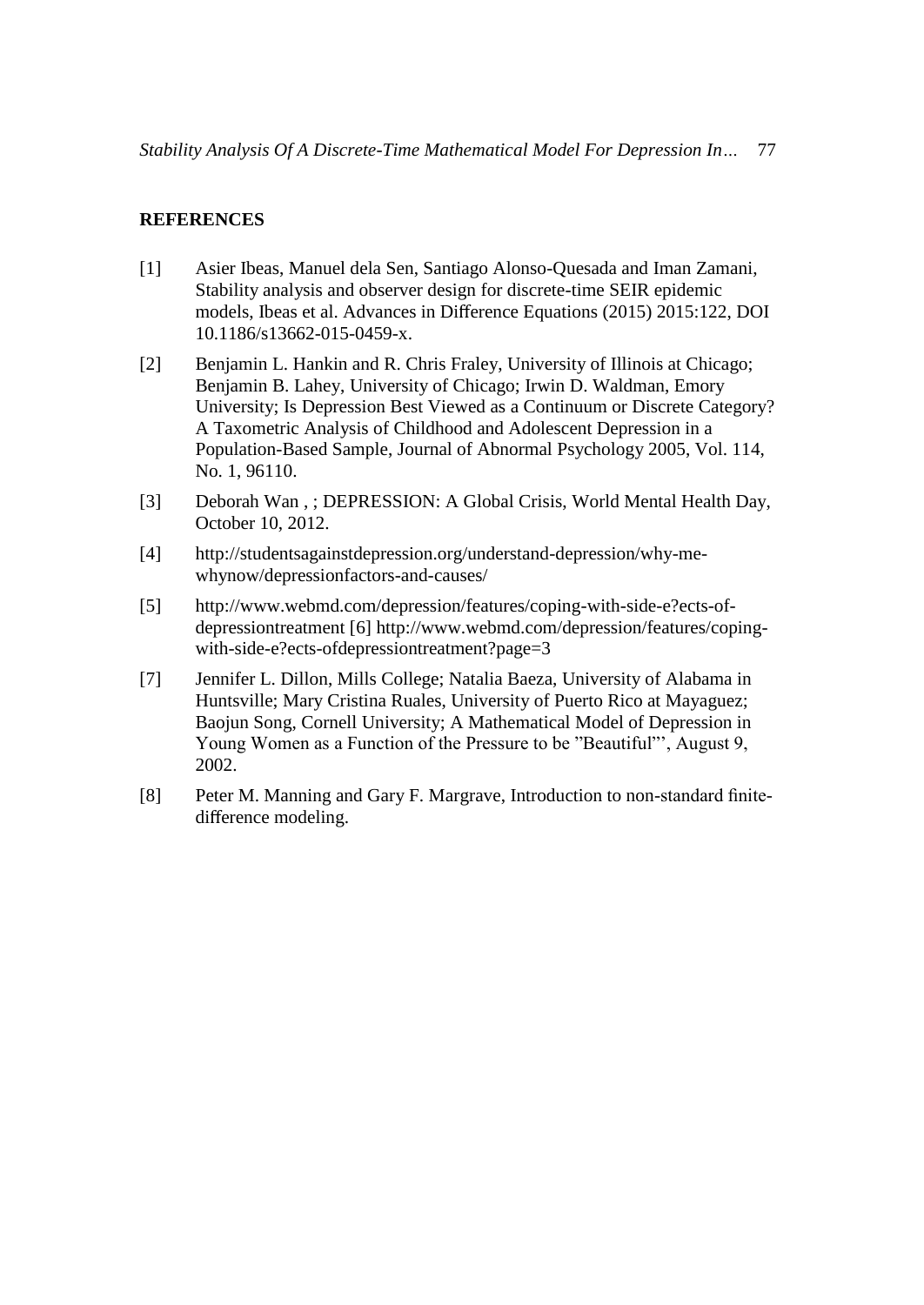**REFERENCES**

[1] Asier Ibeas, Manuel dela Sen, Santiago Alonso-Quesada and Iman Zamani, Stability analysis and observer design for discrete-time SEIR epidemic models, Ibeas et al. Advances in Difference Equations (2015) 2015:122, DOI 10.1186/s13662-015-0459-x.

[2] Benjamin L. Hankin and R. Chris Fraley, University of Illinois at Chicago; Benjamin B. Lahey, University of Chicago; Irwin D. Waldman, Emory University; Is Depression Best Viewed as a Continuum or Discrete Category? A Taxometric Analysis of Childhood and Adolescent Depression in a Population-Based Sample, Journal of Abnormal Psychology 2005, Vol. 114, No. 1, 96110.

[3] Deborah Wan , ; DEPRESSION: A Global Crisis, World Mental Health Day, October 10, 2012.

[4] http://studentsagainstdepression.org/understand-depression/why-me-whynow/depressionfactors-and-causes/

[5] http://www.webmd.com/depression/features/coping-with-side-e?ects-of-depressiontreatment [6] http://www.webmd.com/depression/features/coping-with-side-e?ects-ofdepressiontreatment?page=3

[7] Jennifer L. Dillon, Mills College; Natalia Baeza, University of Alabama in Huntsville; Mary Cristina Ruales, University of Puerto Rico at Mayaguez; Baojun Song, Cornell University; A Mathematical Model of Depression in Young Women as a Function of the Pressure to be "Beautiful"', August 9, 2002.

[8] Peter M. Manning and Gary F. Margrave, Introduction to non-standard finite-difference modeling.